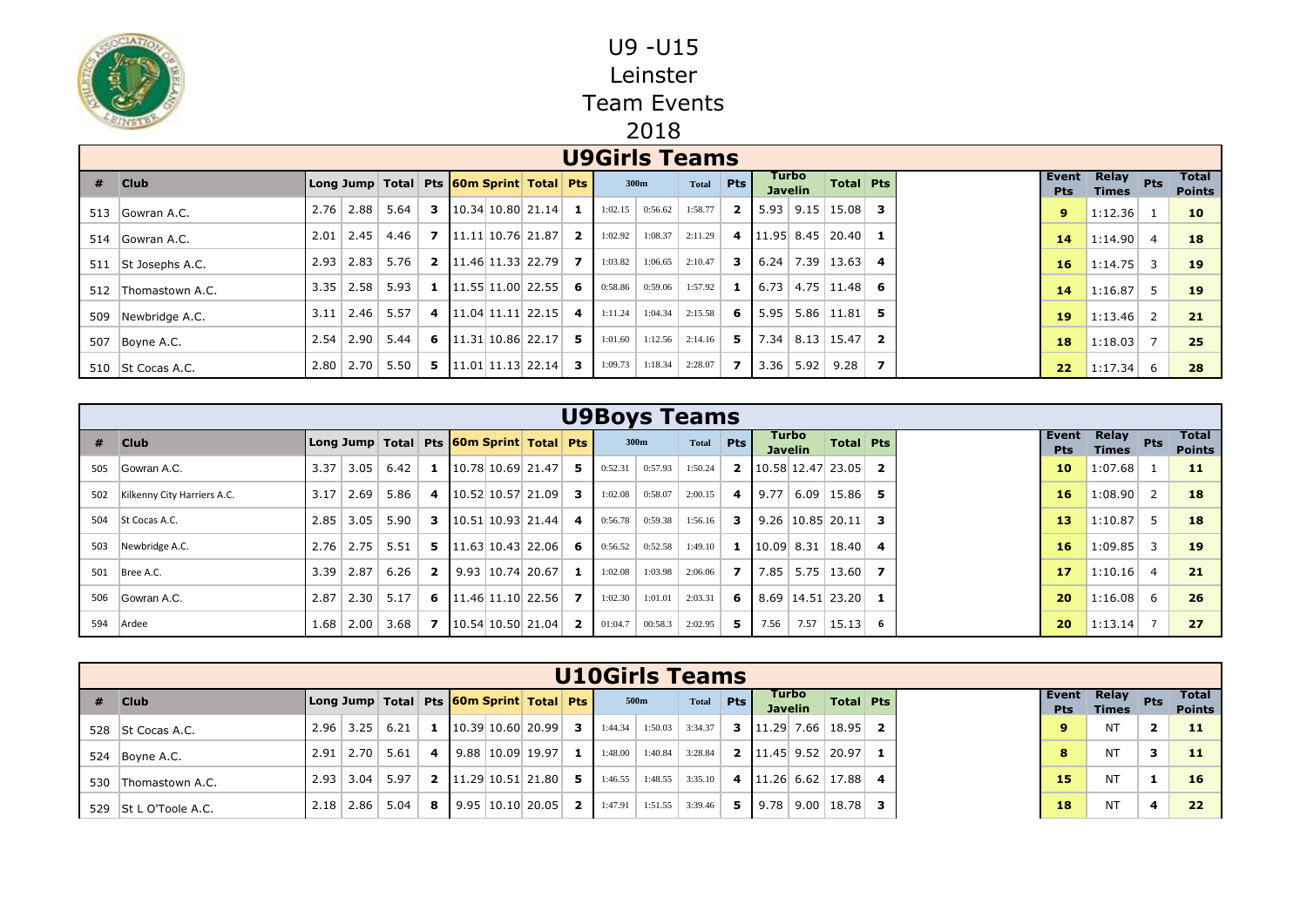# U9 -U15
# Leinster
# Team Events
# 2018

## U9Girls Teams

| # | Club | Long Jump | | Total | Pts | 60m Sprint | | Total | Pts | 300m | | Total | Pts | Turbo Javelin | | Total | Pts | Event Pts | Relay Times | Pts | Total Points |
|---|---|---|---|---|---|---|---|---|---|---|---|---|---|---|---|---|---|---|---|---|---|
| 513 | Gowran A.C. | 2.76 | 2.88 | 5.64 | 3 | 10.34 | 10.80 | 21.14 | 1 | 1:02.15 | 0:56.62 | 1:58.77 | 2 | 5.93 | 9.15 | 15.08 | 3 | 9 | 1:12.36 | 1 | 10 |
| 514 | Gowran A.C. | 2.01 | 2.45 | 4.46 | 7 | 11.11 | 10.76 | 21.87 | 2 | 1:02.92 | 1:08.37 | 2:11.29 | 4 | 11.95 | 8.45 | 20.40 | 1 | 14 | 1:14.90 | 4 | 18 |
| 511 | St Josephs A.C. | 2.93 | 2.83 | 5.76 | 2 | 11.46 | 11.33 | 22.79 | 7 | 1:03.82 | 1:06.65 | 2:10.47 | 3 | 6.24 | 7.39 | 13.63 | 4 | 16 | 1:14.75 | 3 | 19 |
| 512 | Thomastown A.C. | 3.35 | 2.58 | 5.93 | 1 | 11.55 | 11.00 | 22.55 | 6 | 0:58.86 | 0:59.06 | 1:57.92 | 1 | 6.73 | 4.75 | 11.48 | 6 | 14 | 1:16.87 | 5 | 19 |
| 509 | Newbridge A.C. | 3.11 | 2.46 | 5.57 | 4 | 11.04 | 11.11 | 22.15 | 4 | 1:11.24 | 1:04.34 | 2:15.58 | 6 | 5.95 | 5.86 | 11.81 | 5 | 19 | 1:13.46 | 2 | 21 |
| 507 | Boyne A.C. | 2.54 | 2.90 | 5.44 | 6 | 11.31 | 10.86 | 22.17 | 5 | 1:01.60 | 1:12.56 | 2:14.16 | 5 | 7.34 | 8.13 | 15.47 | 2 | 18 | 1:18.03 | 7 | 25 |
| 510 | St Cocas A.C. | 2.80 | 2.70 | 5.50 | 5 | 11.01 | 11.13 | 22.14 | 3 | 1:09.73 | 1:18.34 | 2:28.07 | 7 | 3.36 | 5.92 | 9.28 | 7 | 22 | 1:17.34 | 6 | 28 |

## U9Boys Teams

| # | Club | Long Jump | | Total | Pts | 60m Sprint | | Total | Pts | 300m | | Total | Pts | Turbo Javelin | | Total | Pts | Event Pts | Relay Times | Pts | Total Points |
|---|---|---|---|---|---|---|---|---|---|---|---|---|---|---|---|---|---|---|---|---|---|
| 505 | Gowran A.C. | 3.37 | 3.05 | 6.42 | 1 | 10.78 | 10.69 | 21.47 | 5 | 0:52.31 | 0:57.93 | 1:50.24 | 2 | 10.58 | 12.47 | 23.05 | 2 | 10 | 1:07.68 | 1 | 11 |
| 502 | Kilkenny City Harriers A.C. | 3.17 | 2.69 | 5.86 | 4 | 10.52 | 10.57 | 21.09 | 3 | 1:02.08 | 0:58.07 | 2:00.15 | 4 | 9.77 | 6.09 | 15.86 | 5 | 16 | 1:08.90 | 2 | 18 |
| 504 | St Cocas A.C. | 2.85 | 3.05 | 5.90 | 3 | 10.51 | 10.93 | 21.44 | 4 | 0:56.78 | 0:59.38 | 1:56.16 | 3 | 9.26 | 10.85 | 20.11 | 3 | 13 | 1:10.87 | 5 | 18 |
| 503 | Newbridge A.C. | 2.76 | 2.75 | 5.51 | 5 | 11.63 | 10.43 | 22.06 | 6 | 0:56.52 | 0:52.58 | 1:49.10 | 1 | 10.09 | 8.31 | 18.40 | 4 | 16 | 1:09.85 | 3 | 19 |
| 501 | Bree A.C. | 3.39 | 2.87 | 6.26 | 2 | 9.93 | 10.74 | 20.67 | 1 | 1:02.08 | 1:03.98 | 2:06.06 | 7 | 7.85 | 5.75 | 13.60 | 7 | 17 | 1:10.16 | 4 | 21 |
| 506 | Gowran A.C. | 2.87 | 2.30 | 5.17 | 6 | 11.46 | 11.10 | 22.56 | 7 | 1:02.30 | 1:01.01 | 2:03.31 | 6 | 8.69 | 14.51 | 23.20 | 1 | 20 | 1:16.08 | 6 | 26 |
| 594 | Ardee | 1.68 | 2.00 | 3.68 | 7 | 10.54 | 10.50 | 21.04 | 2 | 01:04.7 | 00:58.3 | 2:02.95 | 5 | 7.56 | 7.57 | 15.13 | 6 | 20 | 1:13.14 | 7 | 27 |

## U10Girls Teams

| # | Club | Long Jump | | Total | Pts | 60m Sprint | | Total | Pts | 500m | | Total | Pts | Turbo Javelin | | Total | Pts | Event Pts | Relay Times | Pts | Total Points |
|---|---|---|---|---|---|---|---|---|---|---|---|---|---|---|---|---|---|---|---|---|---|
| 528 | St Cocas A.C. | 2.96 | 3.25 | 6.21 | 1 | 10.39 | 10.60 | 20.99 | 3 | 1:44.34 | 1:50.03 | 3:34.37 | 3 | 11.29 | 7.66 | 18.95 | 2 | 9 | NT | 2 | 11 |
| 524 | Boyne A.C. | 2.91 | 2.70 | 5.61 | 4 | 9.88 | 10.09 | 19.97 | 1 | 1:48.00 | 1:40.84 | 3:28.84 | 2 | 11.45 | 9.52 | 20.97 | 1 | 8 | NT | 3 | 11 |
| 530 | Thomastown A.C. | 2.93 | 3.04 | 5.97 | 2 | 11.29 | 10.51 | 21.80 | 5 | 1:46.55 | 1:48.55 | 3:35.10 | 4 | 11.26 | 6.62 | 17.88 | 4 | 15 | NT | 1 | 16 |
| 529 | St L O'Toole A.C. | 2.18 | 2.86 | 5.04 | 8 | 9.95 | 10.10 | 20.05 | 2 | 1:47.91 | 1:51.55 | 3:39.46 | 5 | 9.78 | 9.00 | 18.78 | 3 | 18 | NT | 4 | 22 |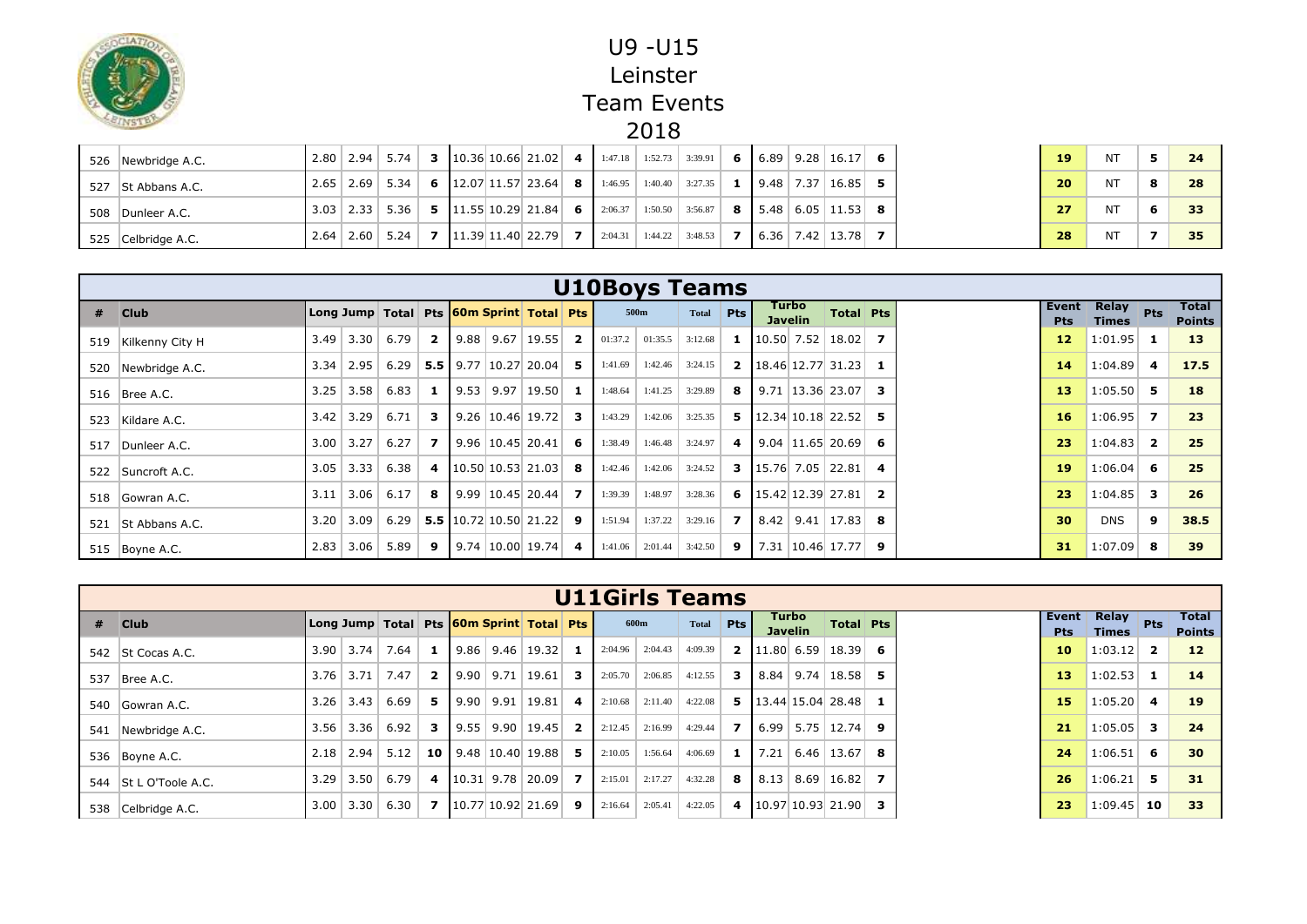# U9 -U15
# Leinster
# Team Events
# 2018

| # | Club | Long Jump | | Total | Pts | 60m Sprint | | Total | Pts | 500m | | Total | Pts | Turbo Javelin | | Total | Pts | Event Pts | Relay Times | Pts | Total Points |
|---|---|---|---|---|---|---|---|---|---|---|---|---|---|---|---|---|---|---|---|---|---|
| 526 | Newbridge A.C. | 2.80 | 2.94 | 5.74 | 3 | 10.36 | 10.66 | 21.02 | 4 | 1:47.18 | 1:52.73 | 3:39.91 | 6 | 6.89 | 9.28 | 16.17 | 6 | 19 | NT | 5 | 24 |
| 527 | St Abbans A.C. | 2.65 | 2.69 | 5.34 | 6 | 12.07 | 11.57 | 23.64 | 8 | 1:46.95 | 1:40.40 | 3:27.35 | 1 | 9.48 | 7.37 | 16.85 | 5 | 20 | NT | 8 | 28 |
| 508 | Dunleer A.C. | 3.03 | 2.33 | 5.36 | 5 | 11.55 | 10.29 | 21.84 | 6 | 2:06.37 | 1:50.50 | 3:56.87 | 8 | 5.48 | 6.05 | 11.53 | 8 | 27 | NT | 6 | 33 |
| 525 | Celbridge A.C. | 2.64 | 2.60 | 5.24 | 7 | 11.39 | 11.40 | 22.79 | 7 | 2:04.31 | 1:44.22 | 3:48.53 | 7 | 6.36 | 7.42 | 13.78 | 7 | 28 | NT | 7 | 35 |

## U10Boys Teams

| # | Club | Long Jump | | Total | Pts | 60m Sprint | | Total | Pts | 500m | | Total | Pts | Turbo Javelin | | Total | Pts | Event Pts | Relay Times | Pts | Total Points |
|---|---|---|---|---|---|---|---|---|---|---|---|---|---|---|---|---|---|---|---|---|---|
| 519 | Kilkenny City H | 3.49 | 3.30 | 6.79 | 2 | 9.88 | 9.67 | 19.55 | 2 | 01:37.2 | 01:35.5 | 3:12.68 | 1 | 10.50 | 7.52 | 18.02 | 7 | 12 | 1:01.95 | 1 | 13 |
| 520 | Newbridge A.C. | 3.34 | 2.95 | 6.29 | 5.5 | 9.77 | 10.27 | 20.04 | 5 | 1:41.69 | 1:42.46 | 3:24.15 | 2 | 18.46 | 12.77 | 31.23 | 1 | 14 | 1:04.89 | 4 | 17.5 |
| 516 | Bree A.C. | 3.25 | 3.58 | 6.83 | 1 | 9.53 | 9.97 | 19.50 | 1 | 1:48.64 | 1:41.25 | 3:29.89 | 8 | 9.71 | 13.36 | 23.07 | 3 | 13 | 1:05.50 | 5 | 18 |
| 523 | Kildare A.C. | 3.42 | 3.29 | 6.71 | 3 | 9.26 | 10.46 | 19.72 | 3 | 1:43.29 | 1:42.06 | 3:25.35 | 5 | 12.34 | 10.18 | 22.52 | 5 | 16 | 1:06.95 | 7 | 23 |
| 517 | Dunleer A.C. | 3.00 | 3.27 | 6.27 | 7 | 9.96 | 10.45 | 20.41 | 6 | 1:38.49 | 1:46.48 | 3:24.97 | 4 | 9.04 | 11.65 | 20.69 | 6 | 23 | 1:04.83 | 2 | 25 |
| 522 | Suncroft A.C. | 3.05 | 3.33 | 6.38 | 4 | 10.50 | 10.53 | 21.03 | 8 | 1:42.46 | 1:42.06 | 3:24.52 | 3 | 15.76 | 7.05 | 22.81 | 4 | 19 | 1:06.04 | 6 | 25 |
| 518 | Gowran A.C. | 3.11 | 3.06 | 6.17 | 8 | 9.99 | 10.45 | 20.44 | 7 | 1:39.39 | 1:48.97 | 3:28.36 | 6 | 15.42 | 12.39 | 27.81 | 2 | 23 | 1:04.85 | 3 | 26 |
| 521 | St Abbans A.C. | 3.20 | 3.09 | 6.29 | 5.5 | 10.72 | 10.50 | 21.22 | 9 | 1:51.94 | 1:37.22 | 3:29.16 | 7 | 8.42 | 9.41 | 17.83 | 8 | 30 | DNS | 9 | 38.5 |
| 515 | Boyne A.C. | 2.83 | 3.06 | 5.89 | 9 | 9.74 | 10.00 | 19.74 | 4 | 1:41.06 | 2:01.44 | 3:42.50 | 9 | 7.31 | 10.46 | 17.77 | 9 | 31 | 1:07.09 | 8 | 39 |

## U11Girls Teams

| # | Club | Long Jump | | Total | Pts | 60m Sprint | | Total | Pts | 600m | | Total | Pts | Turbo Javelin | | Total | Pts | Event Pts | Relay Times | Pts | Total Points |
|---|---|---|---|---|---|---|---|---|---|---|---|---|---|---|---|---|---|---|---|---|---|
| 542 | St Cocas A.C. | 3.90 | 3.74 | 7.64 | 1 | 9.86 | 9.46 | 19.32 | 1 | 2:04.96 | 2:04.43 | 4:09.39 | 2 | 11.80 | 6.59 | 18.39 | 6 | 10 | 1:03.12 | 2 | 12 |
| 537 | Bree A.C. | 3.76 | 3.71 | 7.47 | 2 | 9.90 | 9.71 | 19.61 | 3 | 2:05.70 | 2:06.85 | 4:12.55 | 3 | 8.84 | 9.74 | 18.58 | 5 | 13 | 1:02.53 | 1 | 14 |
| 540 | Gowran A.C. | 3.26 | 3.43 | 6.69 | 5 | 9.90 | 9.91 | 19.81 | 4 | 2:10.68 | 2:11.40 | 4:22.08 | 5 | 13.44 | 15.04 | 28.48 | 1 | 15 | 1:05.20 | 4 | 19 |
| 541 | Newbridge A.C. | 3.56 | 3.36 | 6.92 | 3 | 9.55 | 9.90 | 19.45 | 2 | 2:12.45 | 2:16.99 | 4:29.44 | 7 | 6.99 | 5.75 | 12.74 | 9 | 21 | 1:05.05 | 3 | 24 |
| 536 | Boyne A.C. | 2.18 | 2.94 | 5.12 | 10 | 9.48 | 10.40 | 19.88 | 5 | 2:10.05 | 1:56.64 | 4:06.69 | 1 | 7.21 | 6.46 | 13.67 | 8 | 24 | 1:06.51 | 6 | 30 |
| 544 | St L O'Toole A.C. | 3.29 | 3.50 | 6.79 | 4 | 10.31 | 9.78 | 20.09 | 7 | 2:15.01 | 2:17.27 | 4:32.28 | 8 | 8.13 | 8.69 | 16.82 | 7 | 26 | 1:06.21 | 5 | 31 |
| 538 | Celbridge A.C. | 3.00 | 3.30 | 6.30 | 7 | 10.77 | 10.92 | 21.69 | 9 | 2:16.64 | 2:05.41 | 4:22.05 | 4 | 10.97 | 10.93 | 21.90 | 3 | 23 | 1:09.45 | 10 | 33 |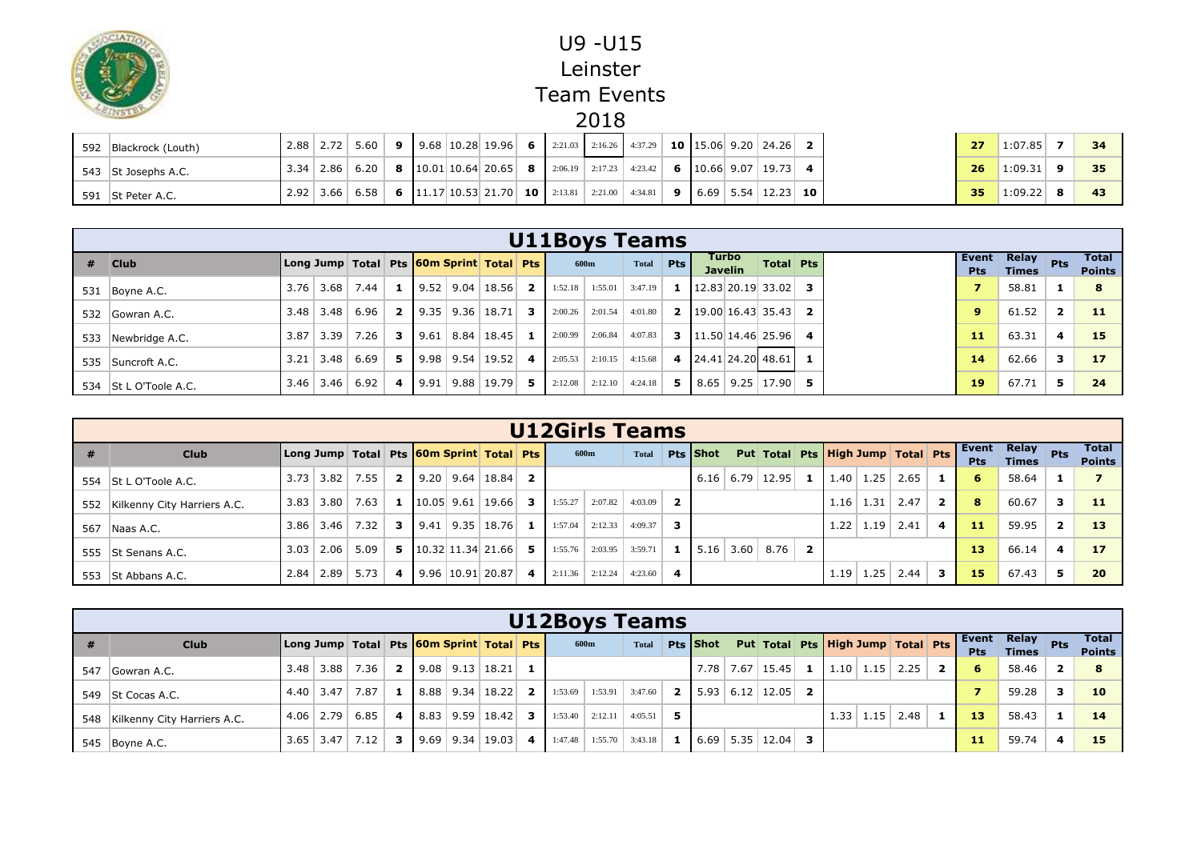# U9 -U15
# Leinster
# Team Events
# 2018

| # | Club | Long Jump | | Total | Pts | 60m Sprint | | Total | Pts | 600m | | Total | Pts | | | Total | Pts | Event Pts | Relay Times | Pts | Total Points |
|---|---|---|---|---|---|---|---|---|---|---|---|---|---|---|---|---|---|---|---|---|---|
| 592 | Blackrock (Louth) | 2.88 | 2.72 | 5.60 | 9 | 9.68 | 10.28 | 19.96 | 6 | 2:21.03 | 2:16.26 | 4:37.29 | 10 | 15.06 | 9.20 | 24.26 | 2 | 27 | 1:07.85 | 7 | 34 |
| 543 | St Josephs A.C. | 3.34 | 2.86 | 6.20 | 8 | 10.01 | 10.64 | 20.65 | 8 | 2:06.19 | 2:17.23 | 4:23.42 | 6 | 10.66 | 9.07 | 19.73 | 4 | 26 | 1:09.31 | 9 | 35 |
| 591 | St Peter A.C. | 2.92 | 3.66 | 6.58 | 6 | 11.17 | 10.53 | 21.70 | 10 | 2:13.81 | 2:21.00 | 4:34.81 | 9 | 6.69 | 5.54 | 12.23 | 10 | 35 | 1:09.22 | 8 | 43 |

## U11Boys Teams

| # | Club | Long Jump | | Total | Pts | 60m Sprint | | Total | Pts | 600m | | Total | Pts | Turbo Javelin | | Total | Pts | Event Pts | Relay Times | Pts | Total Points |
|---|---|---|---|---|---|---|---|---|---|---|---|---|---|---|---|---|---|---|---|---|---|
| 531 | Boyne A.C. | 3.76 | 3.68 | 7.44 | 1 | 9.52 | 9.04 | 18.56 | 2 | 1:52.18 | 1:55.01 | 3:47.19 | 1 | 12.83 | 20.19 | 33.02 | 3 | 7 | 58.81 | 1 | 8 |
| 532 | Gowran A.C. | 3.48 | 3.48 | 6.96 | 2 | 9.35 | 9.36 | 18.71 | 3 | 2:00.26 | 2:01.54 | 4:01.80 | 2 | 19.00 | 16.43 | 35.43 | 2 | 9 | 61.52 | 2 | 11 |
| 533 | Newbridge A.C. | 3.87 | 3.39 | 7.26 | 3 | 9.61 | 8.84 | 18.45 | 1 | 2:00.99 | 2:06.84 | 4:07.83 | 3 | 11.50 | 14.46 | 25.96 | 4 | 11 | 63.31 | 4 | 15 |
| 535 | Suncroft A.C. | 3.21 | 3.48 | 6.69 | 5 | 9.98 | 9.54 | 19.52 | 4 | 2:05.53 | 2:10.15 | 4:15.68 | 4 | 24.41 | 24.20 | 48.61 | 1 | 14 | 62.66 | 3 | 17 |
| 534 | St L O'Toole A.C. | 3.46 | 3.46 | 6.92 | 4 | 9.91 | 9.88 | 19.79 | 5 | 2:12.08 | 2:12.10 | 4:24.18 | 5 | 8.65 | 9.25 | 17.90 | 5 | 19 | 67.71 | 5 | 24 |

## U12Girls Teams

| # | Club | Long Jump | | Total | Pts | 60m Sprint | | Total | Pts | 600m | | Total | Pts | Shot Put | | Total | Pts | High Jump | | Total | Pts | Event Pts | Relay Times | Pts | Total Points |
|---|---|---|---|---|---|---|---|---|---|---|---|---|---|---|---|---|---|---|---|---|---|---|---|---|---|
| 554 | St L O'Toole A.C. | 3.73 | 3.82 | 7.55 | 2 | 9.20 | 9.64 | 18.84 | 2 | | | | | 6.16 | 6.79 | 12.95 | 1 | 1.40 | 1.25 | 2.65 | 1 | 6 | 58.64 | 1 | 7 |
| 552 | Kilkenny City Harriers A.C. | 3.83 | 3.80 | 7.63 | 1 | 10.05 | 9.61 | 19.66 | 3 | 1:55.27 | 2:07.82 | 4:03.09 | 2 | | | | | 1.16 | 1.31 | 2.47 | 2 | 8 | 60.67 | 3 | 11 |
| 567 | Naas A.C. | 3.86 | 3.46 | 7.32 | 3 | 9.41 | 9.35 | 18.76 | 1 | 1:57.04 | 2:12.33 | 4:09.37 | 3 | | | | | 1.22 | 1.19 | 2.41 | 4 | 11 | 59.95 | 2 | 13 |
| 555 | St Senans A.C. | 3.03 | 2.06 | 5.09 | 5 | 10.32 | 11.34 | 21.66 | 5 | 1:55.76 | 2:03.95 | 3:59.71 | 1 | 5.16 | 3.60 | 8.76 | 2 | | | | | 13 | 66.14 | 4 | 17 |
| 553 | St Abbans A.C. | 2.84 | 2.89 | 5.73 | 4 | 9.96 | 10.91 | 20.87 | 4 | 2:11.36 | 2:12.24 | 4:23.60 | 4 | | | | | 1.19 | 1.25 | 2.44 | 3 | 15 | 67.43 | 5 | 20 |

## U12Boys Teams

| # | Club | Long Jump | | Total | Pts | 60m Sprint | | Total | Pts | 600m | | Total | Pts | Shot Put | | Total | Pts | High Jump | | Total | Pts | Event Pts | Relay Times | Pts | Total Points |
|---|---|---|---|---|---|---|---|---|---|---|---|---|---|---|---|---|---|---|---|---|---|---|---|---|---|
| 547 | Gowran A.C. | 3.48 | 3.88 | 7.36 | 2 | 9.08 | 9.13 | 18.21 | 1 | | | | | 7.78 | 7.67 | 15.45 | 1 | 1.10 | 1.15 | 2.25 | 2 | 6 | 58.46 | 2 | 8 |
| 549 | St Cocas A.C. | 4.40 | 3.47 | 7.87 | 1 | 8.88 | 9.34 | 18.22 | 2 | 1:53.69 | 1:53.91 | 3:47.60 | 2 | 5.93 | 6.12 | 12.05 | 2 | | | | | 7 | 59.28 | 3 | 10 |
| 548 | Kilkenny City Harriers A.C. | 4.06 | 2.79 | 6.85 | 4 | 8.83 | 9.59 | 18.42 | 3 | 1:53.40 | 2:12.11 | 4:05.51 | 5 | | | | | 1.33 | 1.15 | 2.48 | 1 | 13 | 58.43 | 1 | 14 |
| 545 | Boyne A.C. | 3.65 | 3.47 | 7.12 | 3 | 9.69 | 9.34 | 19.03 | 4 | 1:47.48 | 1:55.70 | 3:43.18 | 1 | 6.69 | 5.35 | 12.04 | 3 | | | | | 11 | 59.74 | 4 | 15 |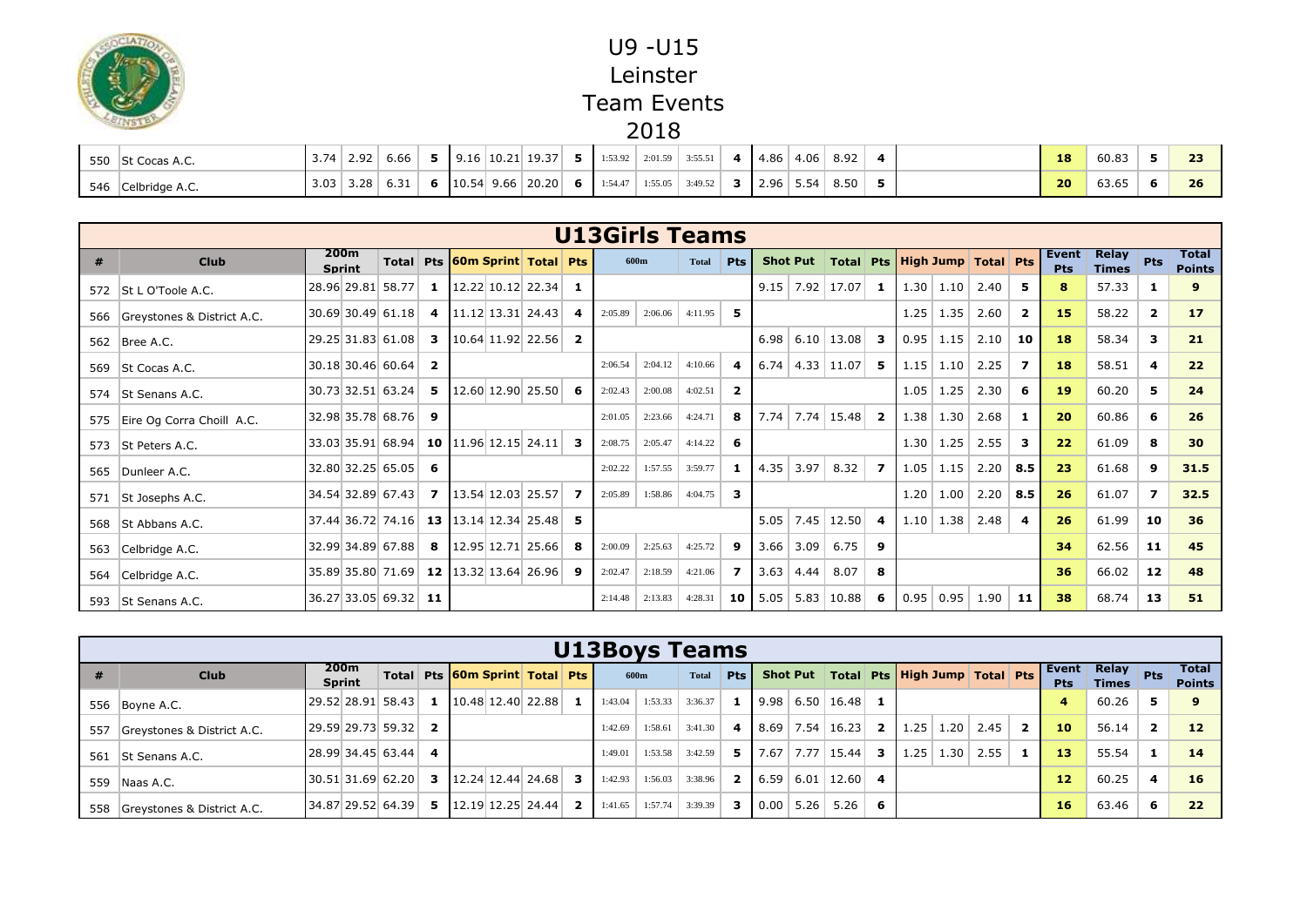# U9 -U15
# Leinster
# Team Events
# 2018

| # | Club | 200m Sprint | | Total | Pts | 60m Sprint | | Total | Pts | 600m | | Total | Pts | Shot Put | | Total | Pts | High Jump | | Total | Pts | Event Pts | Relay Times | Pts | Total Points |
|---|---|---|---|---|---|---|---|---|---|---|---|---|---|---|---|---|---|---|---|---|---|---|---|---|---|
| 550 | St Cocas A.C. | 3.74 | 2.92 | 6.66 | 5 | 9.16 | 10.21 | 19.37 | 5 | 1:53.92 | 2:01.59 | 3:55.51 | 4 | 4.86 | 4.06 | 8.92 | 4 | | | | | 18 | 60.83 | 5 | 23 |
| 546 | Celbridge A.C. | 3.03 | 3.28 | 6.31 | 6 | 10.54 | 9.66 | 20.20 | 6 | 1:54.47 | 1:55.05 | 3:49.52 | 3 | 2.96 | 5.54 | 8.50 | 5 | | | | | 20 | 63.65 | 6 | 26 |

## U13Girls Teams

| # | Club | 200m Sprint | | Total | Pts | 60m Sprint | | Total | Pts | 600m | | Total | Pts | Shot Put | | Total | Pts | High Jump | | Total | Pts | Event Pts | Relay Times | Pts | Total Points |
|---|---|---|---|---|---|---|---|---|---|---|---|---|---|---|---|---|---|---|---|---|---|---|---|---|---|
| 572 | St L O'Toole A.C. | 28.96 | 29.81 | 58.77 | 1 | 12.22 | 10.12 | 22.34 | 1 | | | | | 9.15 | 7.92 | 17.07 | 1 | 1.30 | 1.10 | 2.40 | 5 | 8 | 57.33 | 1 | 9 |
| 566 | Greystones & District A.C. | 30.69 | 30.49 | 61.18 | 4 | 11.12 | 13.31 | 24.43 | 4 | 2:05.89 | 2:06.06 | 4:11.95 | 5 | | | | | 1.25 | 1.35 | 2.60 | 2 | 15 | 58.22 | 2 | 17 |
| 562 | Bree A.C. | 29.25 | 31.83 | 61.08 | 3 | 10.64 | 11.92 | 22.56 | 2 | | | | | 6.98 | 6.10 | 13.08 | 3 | 0.95 | 1.15 | 2.10 | 10 | 18 | 58.34 | 3 | 21 |
| 569 | St Cocas A.C. | 30.18 | 30.46 | 60.64 | 2 | | | | | 2:06.54 | 2:04.12 | 4:10.66 | 4 | 6.74 | 4.33 | 11.07 | 5 | 1.15 | 1.10 | 2.25 | 7 | 18 | 58.51 | 4 | 22 |
| 574 | St Senans A.C. | 30.73 | 32.51 | 63.24 | 5 | 12.60 | 12.90 | 25.50 | 6 | 2:02.43 | 2:00.08 | 4:02.51 | 2 | | | | | 1.05 | 1.25 | 2.30 | 6 | 19 | 60.20 | 5 | 24 |
| 575 | Eire Og Corra Choill A.C. | 32.98 | 35.78 | 68.76 | 9 | | | | | 2:01.05 | 2:23.66 | 4:24.71 | 8 | 7.74 | 7.74 | 15.48 | 2 | 1.38 | 1.30 | 2.68 | 1 | 20 | 60.86 | 6 | 26 |
| 573 | St Peters A.C. | 33.03 | 35.91 | 68.94 | 10 | 11.96 | 12.15 | 24.11 | 3 | 2:08.75 | 2:05.47 | 4:14.22 | 6 | | | | | 1.30 | 1.25 | 2.55 | 3 | 22 | 61.09 | 8 | 30 |
| 565 | Dunleer A.C. | 32.80 | 32.25 | 65.05 | 6 | | | | | 2:02.22 | 1:57.55 | 3:59.77 | 1 | 4.35 | 3.97 | 8.32 | 7 | 1.05 | 1.15 | 2.20 | 8.5 | 23 | 61.68 | 9 | 31.5 |
| 571 | St Josephs A.C. | 34.54 | 32.89 | 67.43 | 7 | 13.54 | 12.03 | 25.57 | 7 | 2:05.89 | 1:58.86 | 4:04.75 | 3 | | | | | 1.20 | 1.00 | 2.20 | 8.5 | 26 | 61.07 | 7 | 32.5 |
| 568 | St Abbans A.C. | 37.44 | 36.72 | 74.16 | 13 | 13.14 | 12.34 | 25.48 | 5 | | | | | 5.05 | 7.45 | 12.50 | 4 | 1.10 | 1.38 | 2.48 | 4 | 26 | 61.99 | 10 | 36 |
| 563 | Celbridge A.C. | 32.99 | 34.89 | 67.88 | 8 | 12.95 | 12.71 | 25.66 | 8 | 2:00.09 | 2:25.63 | 4:25.72 | 9 | 3.66 | 3.09 | 6.75 | 9 | | | | | 34 | 62.56 | 11 | 45 |
| 564 | Celbridge A.C. | 35.89 | 35.80 | 71.69 | 12 | 13.32 | 13.64 | 26.96 | 9 | 2:02.47 | 2:18.59 | 4:21.06 | 7 | 3.63 | 4.44 | 8.07 | 8 | | | | | 36 | 66.02 | 12 | 48 |
| 593 | St Senans A.C. | 36.27 | 33.05 | 69.32 | 11 | | | | | 2:14.48 | 2:13.83 | 4:28.31 | 10 | 5.05 | 5.83 | 10.88 | 6 | 0.95 | 0.95 | 1.90 | 11 | 38 | 68.74 | 13 | 51 |

## U13Boys Teams

| # | Club | 200m Sprint | | Total | Pts | 60m Sprint | | Total | Pts | 600m | | Total | Pts | Shot Put | | Total | Pts | High Jump | | Total | Pts | Event Pts | Relay Times | Pts | Total Points |
|---|---|---|---|---|---|---|---|---|---|---|---|---|---|---|---|---|---|---|---|---|---|---|---|---|---|
| 556 | Boyne A.C. | 29.52 | 28.91 | 58.43 | 1 | 10.48 | 12.40 | 22.88 | 1 | 1:43.04 | 1:53.33 | 3:36.37 | 1 | 9.98 | 6.50 | 16.48 | 1 | | | | | 4 | 60.26 | 5 | 9 |
| 557 | Greystones & District A.C. | 29.59 | 29.73 | 59.32 | 2 | | | | | 1:42.69 | 1:58.61 | 3:41.30 | 4 | 8.69 | 7.54 | 16.23 | 2 | 1.25 | 1.20 | 2.45 | 2 | 10 | 56.14 | 2 | 12 |
| 561 | St Senans A.C. | 28.99 | 34.45 | 63.44 | 4 | | | | | 1:49.01 | 1:53.58 | 3:42.59 | 5 | 7.67 | 7.77 | 15.44 | 3 | 1.25 | 1.30 | 2.55 | 1 | 13 | 55.54 | 1 | 14 |
| 559 | Naas A.C. | 30.51 | 31.69 | 62.20 | 3 | 12.24 | 12.44 | 24.68 | 3 | 1:42.93 | 1:56.03 | 3:38.96 | 2 | 6.59 | 6.01 | 12.60 | 4 | | | | | 12 | 60.25 | 4 | 16 |
| 558 | Greystones & District A.C. | 34.87 | 29.52 | 64.39 | 5 | 12.19 | 12.25 | 24.44 | 2 | 1:41.65 | 1:57.74 | 3:39.39 | 3 | 0.00 | 5.26 | 5.26 | 6 | | | | | 16 | 63.46 | 6 | 22 |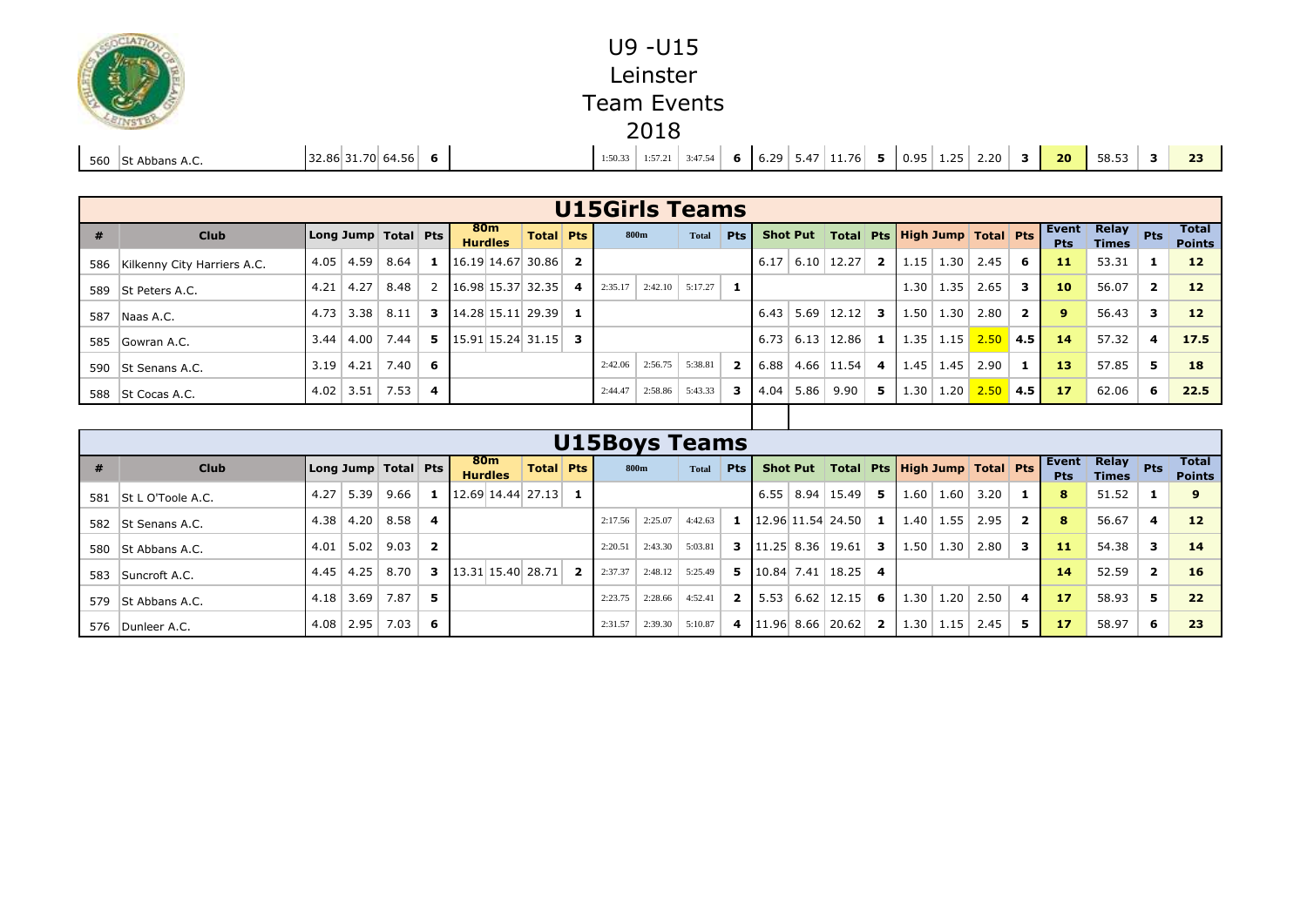# U9 -U15
# Leinster
# Team Events
# 2018

| | | | | | | | | | | | | | | | | | | | | | | | | | | |
|---|---|---|---|---|---|---|---|---|---|---|---|---|---|---|---|---|---|---|---|---|---|---|---|---|---|---|
| 560 | St Abbans A.C. | 32.86 | 31.70 | 64.56 | 6 | | | | | 1:50.33 | 1:57.21 | 3:47.54 | 6 | 6.29 | 5.47 | 11.76 | 5 | 0.95 | 1.25 | 2.20 | 3 | 20 | 58.53 | 3 | 23 |

## U15Girls Teams

| # | Club | Long Jump | | Total | Pts | 80m Hurdles | | Total | Pts | 800m | | Total | Pts | Shot Put | | Total | Pts | High Jump | | Total | Pts | Event Pts | Relay Times | Pts | Total Points |
|---|---|---|---|---|---|---|---|---|---|---|---|---|---|---|---|---|---|---|---|---|---|---|---|---|---|
| 586 | Kilkenny City Harriers A.C. | 4.05 | 4.59 | 8.64 | 1 | 16.19 | 14.67 | 30.86 | 2 | | | | | 6.17 | 6.10 | 12.27 | 2 | 1.15 | 1.30 | 2.45 | 6 | 11 | 53.31 | 1 | 12 |
| 589 | St Peters A.C. | 4.21 | 4.27 | 8.48 | 2 | 16.98 | 15.37 | 32.35 | 4 | 2:35.17 | 2:42.10 | 5:17.27 | 1 | | | | | 1.30 | 1.35 | 2.65 | 3 | 10 | 56.07 | 2 | 12 |
| 587 | Naas A.C. | 4.73 | 3.38 | 8.11 | 3 | 14.28 | 15.11 | 29.39 | 1 | | | | | 6.43 | 5.69 | 12.12 | 3 | 1.50 | 1.30 | 2.80 | 2 | 9 | 56.43 | 3 | 12 |
| 585 | Gowran A.C. | 3.44 | 4.00 | 7.44 | 5 | 15.91 | 15.24 | 31.15 | 3 | | | | | 6.73 | 6.13 | 12.86 | 1 | 1.35 | 1.15 | 2.50 | 4.5 | 14 | 57.32 | 4 | 17.5 |
| 590 | St Senans A.C. | 3.19 | 4.21 | 7.40 | 6 | | | | | 2:42.06 | 2:56.75 | 5:38.81 | 2 | 6.88 | 4.66 | 11.54 | 4 | 1.45 | 1.45 | 2.90 | 1 | 13 | 57.85 | 5 | 18 |
| 588 | St Cocas A.C. | 4.02 | 3.51 | 7.53 | 4 | | | | | 2:44.47 | 2:58.86 | 5:43.33 | 3 | 4.04 | 5.86 | 9.90 | 5 | 1.30 | 1.20 | 2.50 | 4.5 | 17 | 62.06 | 6 | 22.5 |

## U15Boys Teams

| # | Club | Long Jump | | Total | Pts | 80m Hurdles | | Total | Pts | 800m | | Total | Pts | Shot Put | | Total | Pts | High Jump | | Total | Pts | Event Pts | Relay Times | Pts | Total Points |
|---|---|---|---|---|---|---|---|---|---|---|---|---|---|---|---|---|---|---|---|---|---|---|---|---|---|
| 581 | St L O'Toole A.C. | 4.27 | 5.39 | 9.66 | 1 | 12.69 | 14.44 | 27.13 | 1 | | | | | 6.55 | 8.94 | 15.49 | 5 | 1.60 | 1.60 | 3.20 | 1 | 8 | 51.52 | 1 | 9 |
| 582 | St Senans A.C. | 4.38 | 4.20 | 8.58 | 4 | | | | | 2:17.56 | 2:25.07 | 4:42.63 | 1 | 12.96 | 11.54 | 24.50 | 1 | 1.40 | 1.55 | 2.95 | 2 | 8 | 56.67 | 4 | 12 |
| 580 | St Abbans A.C. | 4.01 | 5.02 | 9.03 | 2 | | | | | 2:20.51 | 2:43.30 | 5:03.81 | 3 | 11.25 | 8.36 | 19.61 | 3 | 1.50 | 1.30 | 2.80 | 3 | 11 | 54.38 | 3 | 14 |
| 583 | Suncroft A.C. | 4.45 | 4.25 | 8.70 | 3 | 13.31 | 15.40 | 28.71 | 2 | 2:37.37 | 2:48.12 | 5:25.49 | 5 | 10.84 | 7.41 | 18.25 | 4 | | | | | 14 | 52.59 | 2 | 16 |
| 579 | St Abbans A.C. | 4.18 | 3.69 | 7.87 | 5 | | | | | 2:23.75 | 2:28.66 | 4:52.41 | 2 | 5.53 | 6.62 | 12.15 | 6 | 1.30 | 1.20 | 2.50 | 4 | 17 | 58.93 | 5 | 22 |
| 576 | Dunleer A.C. | 4.08 | 2.95 | 7.03 | 6 | | | | | 2:31.57 | 2:39.30 | 5:10.87 | 4 | 11.96 | 8.66 | 20.62 | 2 | 1.30 | 1.15 | 2.45 | 5 | 17 | 58.97 | 6 | 23 |